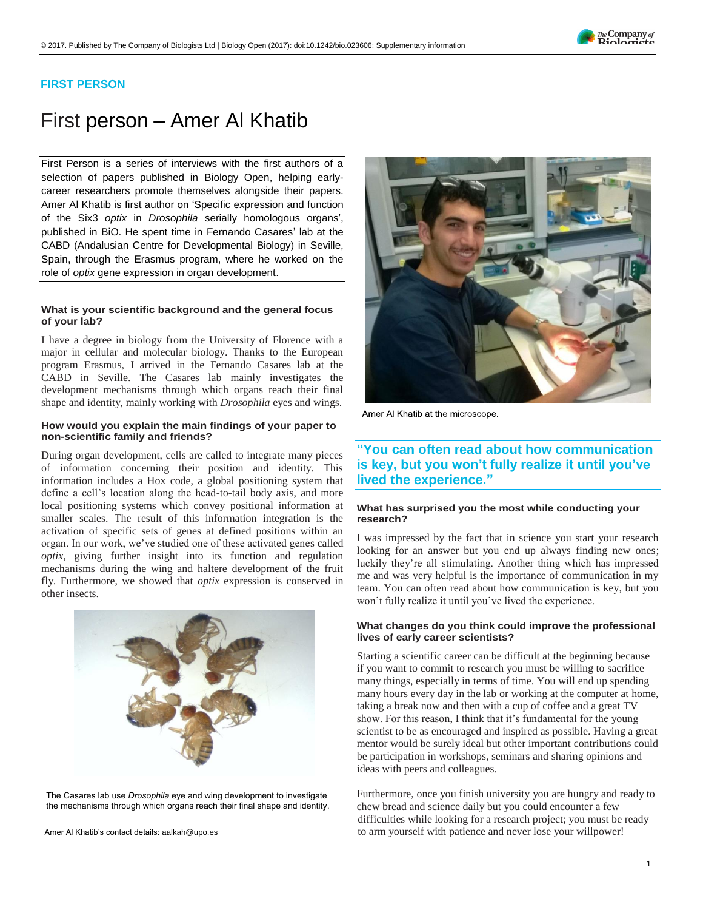FIRST PERSON

# First person – Amer Al Khatib

First Person is a series of interviews with the first authors of a selection of papers published in Biology Open, helping early-career researchers promote themselves alongside their papers. Amer Al Khatib is first author on 'Specific expression and function of the Six3 *optix* in *Drosophila* serially homologous organs', published in BiO. He spent time in Fernando Casares' lab at the CABD (Andalusian Centre for Developmental Biology) in Seville, Spain, through the Erasmus program, where he worked on the role of *optix* gene expression in organ development.

Amer Al Khatib at the microscope.

### What is your scientific background and the general focus of your lab?

I have a degree in biology from the University of Florence with a major in cellular and molecular biology. Thanks to the European program Erasmus, I arrived in the Fernando Casares lab at the CABD in Seville. The Casares lab mainly investigates the development mechanisms through which organs reach their final shape and identity, mainly working with *Drosophila* eyes and wings.

### How would you explain the main findings of your paper to non-scientific family and friends?

During organ development, cells are called to integrate many pieces of information concerning their position and identity. This information includes a Hox code, a global positioning system that define a cell's location along the head-to-tail body axis, and more local positioning systems which convey positional information at smaller scales. The result of this information integration is the activation of specific sets of genes at defined positions within an organ. In our work, we've studied one of these activated genes called *optix*, giving further insight into its function and regulation mechanisms during the wing and haltere development of the fruit fly. Furthermore, we showed that *optix* expression is conserved in other insects.

The Casares lab use *Drosophila* eye and wing development to investigate the mechanisms through which organs reach their final shape and identity.

Amer Al Khatib's contact details: aalkah@upo.es

**"You can often read about how communication is key, but you won't fully realize it until you've lived the experience."**

### What has surprised you the most while conducting your research?

I was impressed by the fact that in science you start your research looking for an answer but you end up always finding new ones; luckily they're all stimulating. Another thing which has impressed me and was very helpful is the importance of communication in my team. You can often read about how communication is key, but you won't fully realize it until you've lived the experience.

### What changes do you think could improve the professional lives of early career scientists?

Starting a scientific career can be difficult at the beginning because if you want to commit to research you must be willing to sacrifice many things, especially in terms of time. You will end up spending many hours every day in the lab or working at the computer at home, taking a break now and then with a cup of coffee and a great TV show. For this reason, I think that it's fundamental for the young scientist to be as encouraged and inspired as possible. Having a great mentor would be surely ideal but other important contributions could be participation in workshops, seminars and sharing opinions and ideas with peers and colleagues.

Furthermore, once you finish university you are hungry and ready to chew bread and science daily but you could encounter a few difficulties while looking for a research project; you must be ready to arm yourself with patience and never lose your willpower!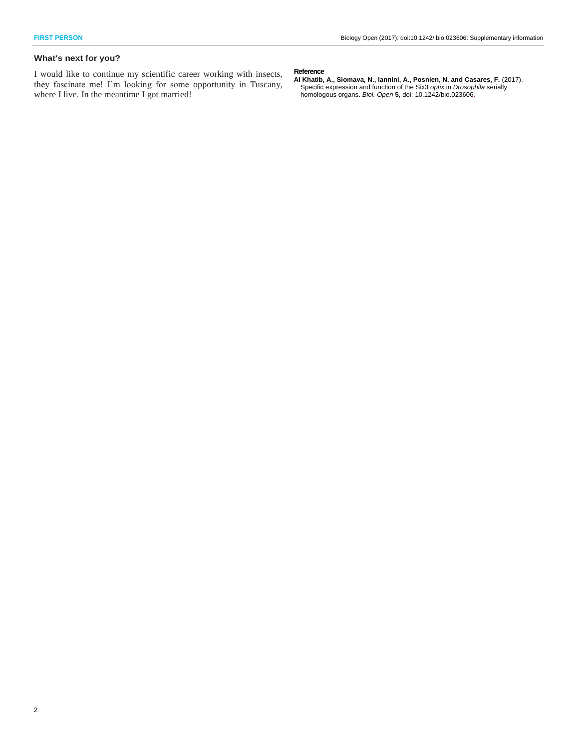### What's next for you?

I would like to continue my scientific career working with insects, they fascinate me! I'm looking for some opportunity in Tuscany, where I live. In the meantime I got married!

#### Reference

**Al Khatib, A., Siomava, N., Iannini, A., Posnien, N. and Casares, F.** (2017). Specific expression and function of the Six3 *optix* in *Drosophila* serially homologous organs. *Biol. Open* **5**, doi: 10.1242/bio.023606.